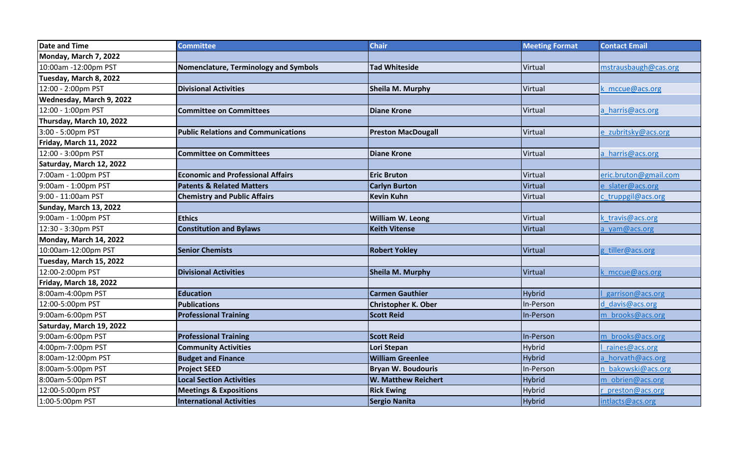| Date and Time | Committee | Chair | Meeting Format | Contact Email |
| --- | --- | --- | --- | --- |
| **Monday, March 7, 2022** | | | | |
| 10:00am -12:00pm PST | **Nomenclature, Terminology and Symbols** | **Tad Whiteside** | Virtual | mstrausbaugh@cas.org |
| **Tuesday, March 8, 2022** | | | | |
| 12:00 - 2:00pm PST | **Divisional Activities** | **Sheila M. Murphy** | Virtual | k_mccue@acs.org |
| **Wednesday, March 9, 2022** | | | | |
| 12:00 - 1:00pm PST | **Committee on Committees** | **Diane Krone** | Virtual | a_harris@acs.org |
| **Thursday, March 10, 2022** | | | | |
| 3:00 - 5:00pm PST | **Public Relations and Communications** | **Preston MacDougall** | Virtual | e_zubritsky@acs.org |
| **Friday, March 11, 2022** | | | | |
| 12:00 - 3:00pm PST | **Committee on Committees** | **Diane Krone** | Virtual | a_harris@acs.org |
| **Saturday, March 12, 2022** | | | | |
| 7:00am - 1:00pm PST | **Economic and Professional Affairs** | **Eric Bruton** | Virtual | eric.bruton@gmail.com |
| 9:00am - 1:00pm PST | **Patents & Related Matters** | **Carlyn Burton** | Virtual | e_slater@acs.org |
| 9:00 - 11:00am PST | **Chemistry and Public Affairs** | **Kevin Kuhn** | Virtual | c_truppgil@acs.org |
| **Sunday, March 13, 2022** | | | | |
| 9:00am - 1:00pm PST | **Ethics** | **William W. Leong** | Virtual | k_travis@acs.org |
| 12:30 - 3:30pm PST | **Constitution and Bylaws** | **Keith Vitense** | Virtual | a_yam@acs.org |
| **Monday, March 14, 2022** | | | | |
| 10:00am-12:00pm PST | **Senior Chemists** | **Robert Yokley** | Virtual | g_tiller@acs.org |
| **Tuesday, March 15, 2022** | | | | |
| 12:00-2:00pm PST | **Divisional Activities** | **Sheila M. Murphy** | Virtual | k_mccue@acs.org |
| **Friday, March 18, 2022** | | | | |
| 8:00am-4:00pm PST | **Education** | **Carmen Gauthier** | Hybrid | l_garrison@acs.org |
| 12:00-5:00pm PST | **Publications** | **Christopher K. Ober** | In-Person | d_davis@acs.org |
| 9:00am-6:00pm PST | **Professional Training** | **Scott Reid** | In-Person | m_brooks@acs.org |
| **Saturday, March 19, 2022** | | | | |
| 9:00am-6:00pm PST | **Professional Training** | **Scott Reid** | In-Person | m_brooks@acs.org |
| 4:00pm-7:00pm PST | **Community Activities** | **Lori Stepan** | Hybrid | l_raines@acs.org |
| 8:00am-12:00pm PST | **Budget and Finance** | **William Greenlee** | Hybrid | a_horvath@acs.org |
| 8:00am-5:00pm PST | **Project SEED** | **Bryan W. Boudouris** | In-Person | n_bakowski@acs.org |
| 8:00am-5:00pm PST | **Local Section Activities** | **W. Matthew Reichert** | Hybrid | m_obrien@acs.org |
| 12:00-5:00pm PST | **Meetings & Expositions** | **Rick Ewing** | Hybrid | r_preston@acs.org |
| 1:00-5:00pm PST | **International Activities** | **Sergio Nanita** | Hybrid | intlacts@acs.org |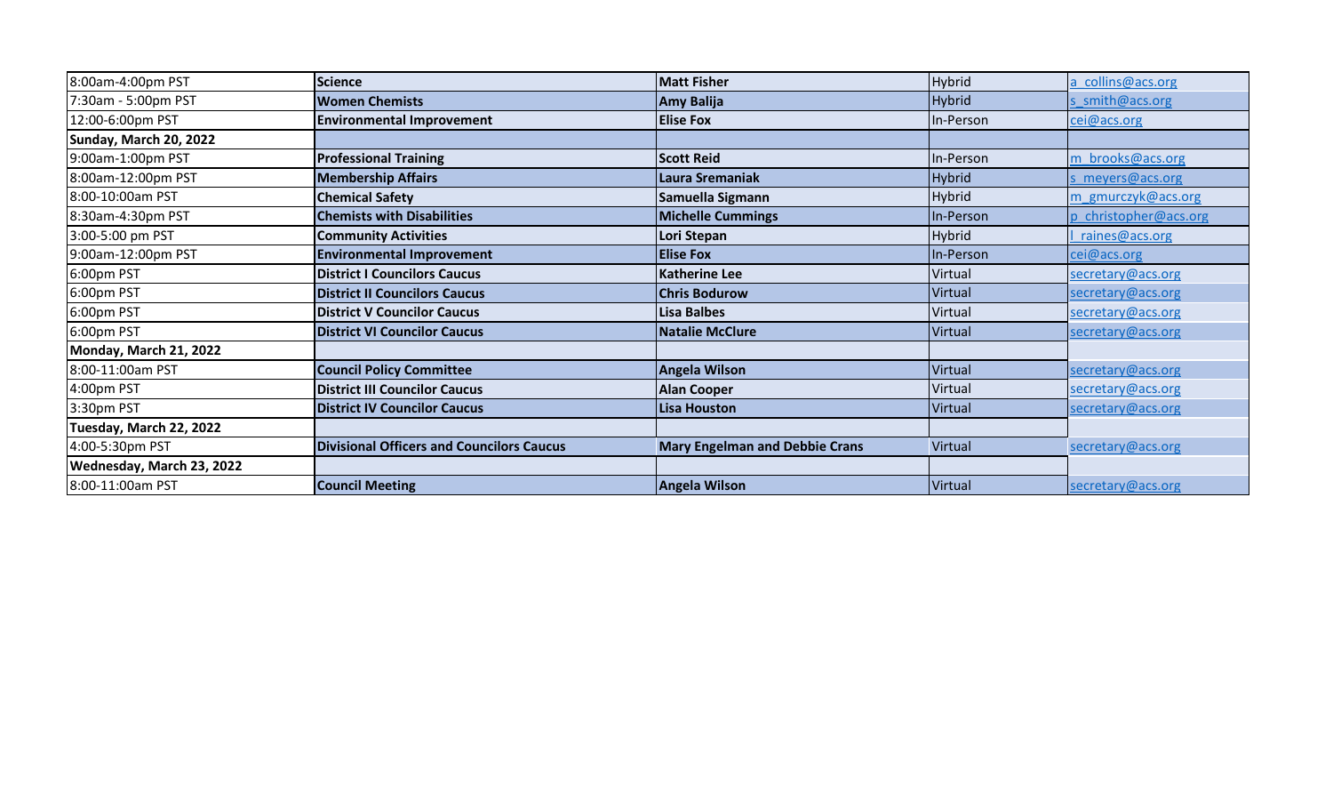| | | | | |
|---|---|---|---|---|
| 8:00am-4:00pm PST | **Science** | **Matt Fisher** | Hybrid | a_collins@acs.org |
| 7:30am - 5:00pm PST | **Women Chemists** | **Amy Balija** | Hybrid | s_smith@acs.org |
| 12:00-6:00pm PST | **Environmental Improvement** | **Elise Fox** | In-Person | cei@acs.org |
| **Sunday, March 20, 2022** | | | | |
| 9:00am-1:00pm PST | **Professional Training** | **Scott Reid** | In-Person | m_brooks@acs.org |
| 8:00am-12:00pm PST | **Membership Affairs** | **Laura Sremaniak** | Hybrid | s_meyers@acs.org |
| 8:00-10:00am PST | **Chemical Safety** | **Samuella Sigmann** | Hybrid | m_gmurczyk@acs.org |
| 8:30am-4:30pm PST | **Chemists with Disabilities** | **Michelle Cummings** | In-Person | p_christopher@acs.org |
| 3:00-5:00 pm PST | **Community Activities** | **Lori Stepan** | Hybrid | l_raines@acs.org |
| 9:00am-12:00pm PST | **Environmental Improvement** | **Elise Fox** | In-Person | cei@acs.org |
| 6:00pm PST | **District I Councilors Caucus** | **Katherine Lee** | Virtual | secretary@acs.org |
| 6:00pm PST | **District II Councilors Caucus** | **Chris Bodurow** | Virtual | secretary@acs.org |
| 6:00pm PST | **District V Councilor Caucus** | **Lisa Balbes** | Virtual | secretary@acs.org |
| 6:00pm PST | **District VI Councilor Caucus** | **Natalie McClure** | Virtual | secretary@acs.org |
| **Monday, March 21, 2022** | | | | |
| 8:00-11:00am PST | **Council Policy Committee** | **Angela Wilson** | Virtual | secretary@acs.org |
| 4:00pm PST | **District III Councilor Caucus** | **Alan Cooper** | Virtual | secretary@acs.org |
| 3:30pm PST | **District IV Councilor Caucus** | **Lisa Houston** | Virtual | secretary@acs.org |
| **Tuesday, March 22, 2022** | | | | |
| 4:00-5:30pm PST | **Divisional Officers and Councilors Caucus** | **Mary Engelman and Debbie Crans** | Virtual | secretary@acs.org |
| **Wednesday, March 23, 2022** | | | | |
| 8:00-11:00am PST | **Council Meeting** | **Angela Wilson** | Virtual | secretary@acs.org |